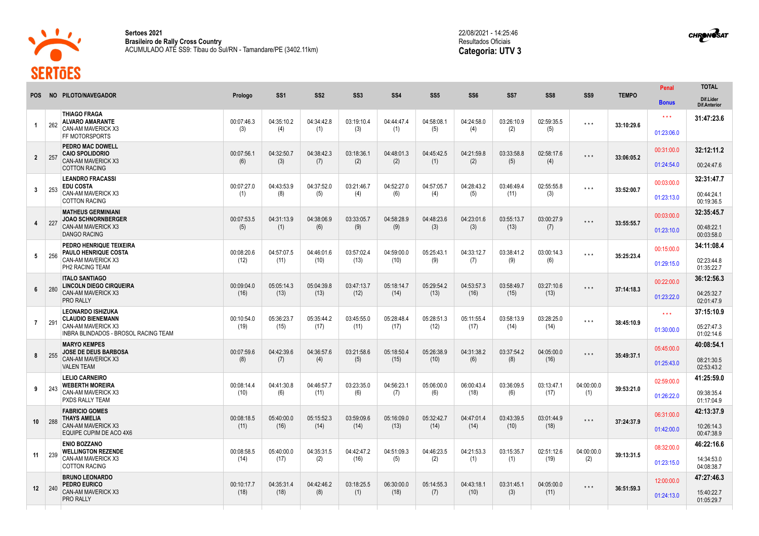**Sertoes 2021**
**Brasileiro de Rally Cross Country**
ACUMULADO ATÉ SS9: Tibau do Sul/RN - Tamandare/PE (3402.11km)

22/08/2021 - 14:25:46
Resultados Oficiais
**Categoria: UTV 3**

| POS | NO | PILOTO/NAVEGADOR | Prologo | SS1 | SS2 | SS3 | SS4 | SS5 | SS6 | SS7 | SS8 | SS9 | TEMPO | Penal / Bonus | TOTAL / Dif.Lider / Dif.Anterior |
|---|---|---|---|---|---|---|---|---|---|---|---|---|---|---|---|
| 1 | 262 | **THIAGO FRAGA** **ALVARO AMARANTE** CAN-AM MAVERICK X3 FF MOTORSPORTS | 00:07:46.3 (3) | 04:35:10.2 (4) | 04:34:42.8 (1) | 03:19:10.4 (3) | 04:44:47.4 (1) | 04:58:08.1 (5) | 04:24:58.0 (4) | 03:26:10.9 (2) | 02:59:35.5 (5) | * * * | **33:10:29.6** | * * * / 01:23:06.0 | **31:47:23.6** |
| 2 | 257 | **PEDRO MAC DOWELL** **CAIO SPOLIDORIO** CAN-AM MAVERICK X3 COTTON RACING | 00:07:56.1 (6) | 04:32:50.7 (3) | 04:38:42.3 (7) | 03:18:36.1 (2) | 04:48:01.3 (2) | 04:45:42.5 (1) | 04:21:59.8 (2) | 03:33:58.8 (5) | 02:58:17.6 (4) | * * * | **33:06:05.2** | 00:31:00.0 / 01:24:54.0 | **32:12:11.2** 00:24:47.6 |
| 3 | 253 | **LEANDRO FRACASSI** **EDU COSTA** CAN-AM MAVERICK X3 COTTON RACING | 00:07:27.0 (1) | 04:43:53.9 (8) | 04:37:52.0 (5) | 03:21:46.7 (4) | 04:52:27.0 (6) | 04:57:05.7 (4) | 04:28:43.2 (5) | 03:46:49.4 (11) | 02:55:55.8 (3) | * * * | **33:52:00.7** | 00:03:00.0 / 01:23:13.0 | **32:31:47.7** 00:44:24.1 00:19:36.5 |
| 4 | 227 | **MATHEUS GERMINIANI** **JOAO SCHNORNBERGER** CAN-AM MAVERICK X3 DANGO RACING | 00:07:53.5 (5) | 04:31:13.9 (1) | 04:38:06.9 (6) | 03:33:05.7 (9) | 04:58:28.9 (9) | 04:48:23.6 (3) | 04:23:01.6 (3) | 03:55:13.7 (13) | 03:00:27.9 (7) | * * * | **33:55:55.7** | 00:03:00.0 / 01:23:10.0 | **32:35:45.7** 00:48:22.1 00:03:58.0 |
| 5 | 256 | **PEDRO HENRIQUE TEIXEIRA** **PAULO HENRIQUE COSTA** CAN-AM MAVERICK X3 PH2 RACING TEAM | 00:08:20.6 (12) | 04:57:07.5 (11) | 04:46:01.6 (10) | 03:57:02.4 (13) | 04:59:00.0 (10) | 05:25:43.1 (9) | 04:33:12.7 (7) | 03:38:41.2 (9) | 03:00:14.3 (6) | * * * | **35:25:23.4** | 00:15:00.0 / 01:29:15.0 | **34:11:08.4** 02:23:44.8 01:35:22.7 |
| 6 | 280 | **ITALO SANTIAGO** **LINCOLN DIEGO CIRQUEIRA** CAN-AM MAVERICK X3 PRO RALLY | 00:09:04.0 (16) | 05:05:14.3 (13) | 05:04:39.8 (13) | 03:47:13.7 (12) | 05:18:14.7 (14) | 05:29:54.2 (13) | 04:53:57.3 (16) | 03:58:49.7 (15) | 03:27:10.6 (13) | * * * | **37:14:18.3** | 00:22:00.0 / 01:23:22.0 | **36:12:56.3** 04:25:32.7 02:01:47.9 |
| 7 | 291 | **LEONARDO ISHIZUKA** **CLAUDIO BIENEMANN** CAN-AM MAVERICK X3 INBRA BLINDADOS - BROSOL RACING TEAM | 00:10:54.0 (19) | 05:36:23.7 (15) | 05:35:44.2 (17) | 03:45:55.0 (11) | 05:28:48.4 (17) | 05:28:51.3 (12) | 05:11:55.4 (17) | 03:58:13.9 (14) | 03:28:25.0 (14) | * * * | **38:45:10.9** | * * * / 01:30:00.0 | **37:15:10.9** 05:27:47.3 01:02:14.6 |
| 8 | 255 | **MARYO KEMPES** **JOSE DE DEUS BARBOSA** CAN-AM MAVERICK X3 VALEN TEAM | 00:07:59.6 (8) | 04:42:39.6 (7) | 04:36:57.6 (4) | 03:21:58.6 (5) | 05:18:50.4 (15) | 05:26:38.9 (10) | 04:31:38.2 (6) | 03:37:54.2 (8) | 04:05:00.0 (16) | * * * | **35:49:37.1** | 05:45:00.0 / 01:25:43.0 | **40:08:54.1** 08:21:30.5 02:53:43.2 |
| 9 | 243 | **LELIO CARNEIRO** **WEBERTH MOREIRA** CAN-AM MAVERICK X3 PXDS RALLY TEAM | 00:08:14.4 (10) | 04:41:30.8 (6) | 04:46:57.7 (11) | 03:23:35.0 (6) | 04:56:23.1 (7) | 05:06:00.0 (6) | 06:00:43.4 (18) | 03:36:09.5 (6) | 03:13:47.1 (17) | 04:00:00.0 (1) | **39:53:21.0** | 02:59:00.0 / 01:26:22.0 | **41:25:59.0** 09:38:35.4 01:17:04.9 |
| 10 | 288 | **FABRICIO GOMES** **THAYS AMELIA** CAN-AM MAVERICK X3 EQUIPE CUPIM DE ACO 4X6 | 00:08:18.5 (11) | 05:40:00.0 (16) | 05:15:52.3 (14) | 03:59:09.6 (14) | 05:16:09.0 (13) | 05:32:42.7 (14) | 04:47:01.4 (14) | 03:43:39.5 (10) | 03:01:44.9 (18) | * * * | **37:24:37.9** | 06:31:00.0 / 01:42:00.0 | **42:13:37.9** 10:26:14.3 00:47:38.9 |
| 11 | 239 | **ENIO BOZZANO** **WELLINGTON REZENDE** CAN-AM MAVERICK X3 COTTON RACING | 00:08:58.5 (14) | 05:40:00.0 (17) | 04:35:31.5 (2) | 04:42:47.2 (16) | 04:51:09.3 (5) | 04:46:23.5 (2) | 04:21:53.3 (1) | 03:15:35.7 (1) | 02:51:12.6 (19) | 04:00:00.0 (2) | **39:13:31.5** | 08:32:00.0 / 01:23:15.0 | **46:22:16.6** 14:34:53.0 04:08:38.7 |
| 12 | 240 | **BRUNO LEONARDO** **PEDRO EURICO** CAN-AM MAVERICK X3 PRO RALLY | 00:10:17.7 (18) | 04:35:31.4 (18) | 04:42:46.2 (8) | 03:18:25.5 (1) | 06:30:00.0 (18) | 05:14:55.3 (7) | 04:43:18.1 (10) | 03:31:45.1 (3) | 04:05:00.0 (11) | * * * | **36:51:59.3** | 12:00:00.0 / 01:24:13.0 | **47:27:46.3** 15:40:22.7 01:05:29.7 |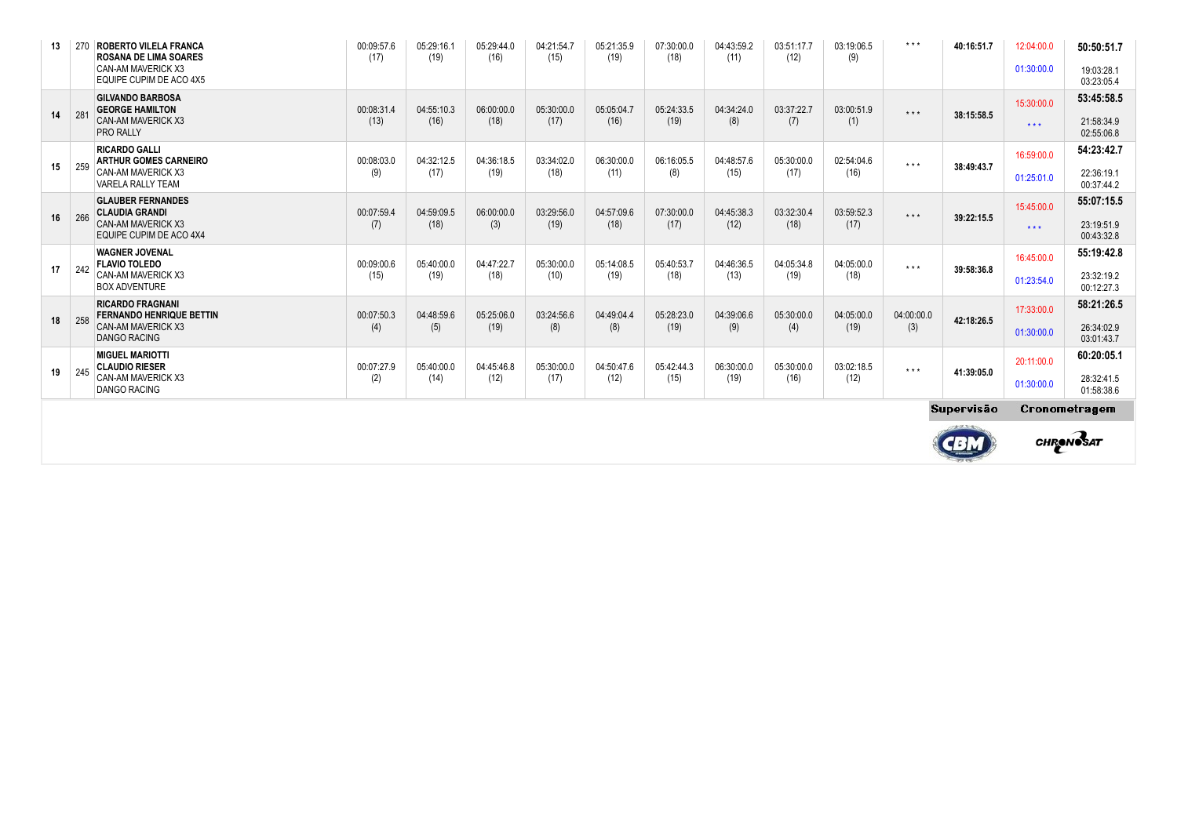| | | | | | | | | | | | | | | | |
|---|---|---|---|---|---|---|---|---|---|---|---|---|---|---|---|
| 13 | 270 | **ROBERTO VILELA FRANCA**<br>**ROSANA DE LIMA SOARES**<br>CAN-AM MAVERICK X3<br>EQUIPE CUPIM DE ACO 4X5 | 00:09:57.6<br>(17) | 05:29:16.1<br>(19) | 05:29:44.0<br>(16) | 04:21:54.7<br>(15) | 05:21:35.9<br>(19) | 07:30:00.0<br>(18) | 04:43:59.2<br>(11) | 03:51:17.7<br>(12) | 03:19:06.5<br>(9) | * * * | **40:16:51.7** | 12:04:00.0<br>01:30:00.0 | **50:50:51.7**<br>19:03:28.1<br>03:23:05.4 |
| 14 | 281 | **GILVANDO BARBOSA**<br>**GEORGE HAMILTON**<br>CAN-AM MAVERICK X3<br>PRO RALLY | 00:08:31.4<br>(13) | 04:55:10.3<br>(16) | 06:00:00.0<br>(18) | 05:30:00.0<br>(17) | 05:05:04.7<br>(16) | 05:24:33.5<br>(19) | 04:34:24.0<br>(8) | 03:37:22.7<br>(7) | 03:00:51.9<br>(1) | * * * | **38:15:58.5** | 15:30:00.0<br>* * * | **53:45:58.5**<br>21:58:34.9<br>02:55:06.8 |
| 15 | 259 | **RICARDO GALLI**<br>**ARTHUR GOMES CARNEIRO**<br>CAN-AM MAVERICK X3<br>VARELA RALLY TEAM | 00:08:03.0<br>(9) | 04:32:12.5<br>(17) | 04:36:18.5<br>(19) | 03:34:02.0<br>(18) | 06:30:00.0<br>(11) | 06:16:05.5<br>(8) | 04:48:57.6<br>(15) | 05:30:00.0<br>(17) | 02:54:04.6<br>(16) | * * * | **38:49:43.7** | 16:59:00.0<br>01:25:01.0 | **54:23:42.7**<br>22:36:19.1<br>00:37:44.2 |
| 16 | 266 | **GLAUBER FERNANDES**<br>**CLAUDIA GRANDI**<br>CAN-AM MAVERICK X3<br>EQUIPE CUPIM DE ACO 4X4 | 00:07:59.4<br>(7) | 04:59:09.5<br>(18) | 06:00:00.0<br>(3) | 03:29:56.0<br>(19) | 04:57:09.6<br>(18) | 07:30:00.0<br>(17) | 04:45:38.3<br>(12) | 03:32:30.4<br>(18) | 03:59:52.3<br>(17) | * * * | **39:22:15.5** | 15:45:00.0<br>* * * | **55:07:15.5**<br>23:19:51.9<br>00:43:32.8 |
| 17 | 242 | **WAGNER JOVENAL**<br>**FLAVIO TOLEDO**<br>CAN-AM MAVERICK X3<br>BOX ADVENTURE | 00:09:00.6<br>(15) | 05:40:00.0<br>(19) | 04:47:22.7<br>(18) | 05:30:00.0<br>(10) | 05:14:08.5<br>(19) | 05:40:53.7<br>(18) | 04:46:36.5<br>(13) | 04:05:34.8<br>(19) | 04:05:00.0<br>(18) | * * * | **39:58:36.8** | 16:45:00.0<br>01:23:54.0 | **55:19:42.8**<br>23:32:19.2<br>00:12:27.3 |
| 18 | 258 | **RICARDO FRAGNANI**<br>**FERNANDO HENRIQUE BETTIN**<br>CAN-AM MAVERICK X3<br>DANGO RACING | 00:07:50.3<br>(4) | 04:48:59.6<br>(5) | 05:25:06.0<br>(19) | 03:24:56.6<br>(8) | 04:49:04.4<br>(8) | 05:28:23.0<br>(19) | 04:39:06.6<br>(9) | 05:30:00.0<br>(4) | 04:05:00.0<br>(19) | 04:00:00.0<br>(3) | **42:18:26.5** | 17:33:00.0<br>01:30:00.0 | **58:21:26.5**<br>26:34:02.9<br>03:01:43.7 |
| 19 | 245 | **MIGUEL MARIOTTI**<br>**CLAUDIO RIESER**<br>CAN-AM MAVERICK X3<br>DANGO RACING | 00:07:27.9<br>(2) | 05:40:00.0<br>(14) | 04:45:46.8<br>(12) | 05:30:00.0<br>(17) | 04:50:47.6<br>(12) | 05:42:44.3<br>(15) | 06:30:00.0<br>(19) | 05:30:00.0<br>(16) | 03:02:18.5<br>(12) | * * * | **41:39:05.0** | 20:11:00.0<br>01:30:00.0 | **60:20:05.1**<br>28:32:41.5<br>01:58:38.6 |

Supervisão — CBM

Cronometragem — CHRONOSAT